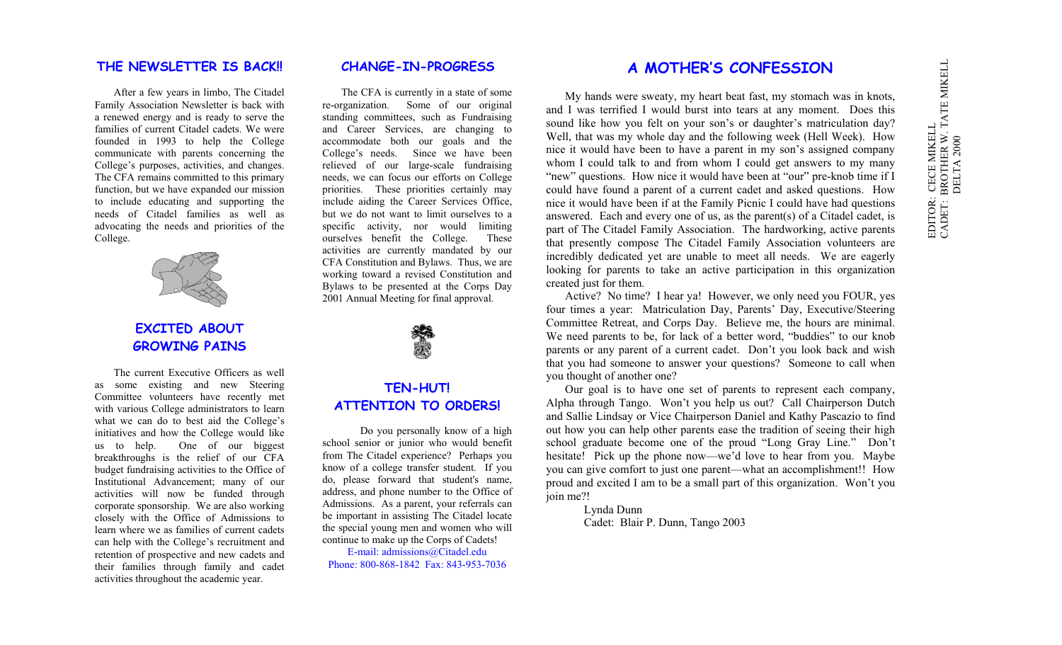## THE NEWSLETTER IS BACK!!

After a few years in limbo, The Citadel Family Association Newsletter is back with a renewed energy and is ready to serve the families of current Citadel cadets. We were founded in 1993 to help the College communicate with parents concerning the College's purposes, activities, and changes. The CFA remains committed to this primary function, but we have expanded our mission to include educating and supporting the needs of Citadel families as well as advocating the needs and priorities of the College.

## EXCITED ABOUT GROWING PAINS

The current Executive Officers as well as some existing and new Steering Committee volunteers have recently met with various College administrators to learn what we can do to best aid the College's initiatives and how the College would like us to help. One of our biggest breakthroughs is the relief of our CFA budget fundraising activities to the Office of Institutional Advancement; many of our activities will now be funded through corporate sponsorship. We are also working closely with the Office of Admissions to learn where we as families of current cadets can help with the College's recruitment and retention of prospective and new cadets and their families through family and cadet activities throughout the academic year.

## CHANGE-IN-PROGRESS

The CFA is currently in a state of some re-organization. Some of our original standing committees, such as Fundraising and Career Services, are changing to accommodate both our goals and the College's needs. Since we have been relieved of our large-scale fundraising needs, we can focus our efforts on College priorities. These priorities certainly may include aiding the Career Services Office, but we do not want to limit ourselves to a specific activity, nor would limiting ourselves benefit the College. These activities are currently mandated by our CFA Constitution and Bylaws. Thus, we are working toward a revised Constitution and Bylaws to be presented at the Corps Day 2001 Annual Meeting for final approval.

## TEN-HUT! ATTENTION TO ORDERS!

Do you personally know of a high school senior or junior who would benefit from The Citadel experience? Perhaps you know of a college transfer student. If you do, please forward that student's name, address, and phone number to the Office of Admissions. As a parent, your referrals can be important in assisting The Citadel locate the special young men and women who will continue to make up the Corps of Cadets!

E-mail: admissions@Citadel.edu
Phone: 800-868-1842 Fax: 843-953-7036

## A MOTHER'S CONFESSION

My hands were sweaty, my heart beat fast, my stomach was in knots, and I was terrified I would burst into tears at any moment. Does this sound like how you felt on your son's or daughter's matriculation day? Well, that was my whole day and the following week (Hell Week). How nice it would have been to have a parent in my son's assigned company whom I could talk to and from whom I could get answers to my many "new" questions. How nice it would have been at "our" pre-knob time if I could have found a parent of a current cadet and asked questions. How nice it would have been if at the Family Picnic I could have had questions answered. Each and every one of us, as the parent(s) of a Citadel cadet, is part of The Citadel Family Association. The hardworking, active parents that presently compose The Citadel Family Association volunteers are incredibly dedicated yet are unable to meet all needs. We are eagerly looking for parents to take an active participation in this organization created just for them.

Active? No time? I hear ya! However, we only need you FOUR, yes four times a year: Matriculation Day, Parents' Day, Executive/Steering Committee Retreat, and Corps Day. Believe me, the hours are minimal. We need parents to be, for lack of a better word, "buddies" to our knob parents or any parent of a current cadet. Don't you look back and wish that you had someone to answer your questions? Someone to call when you thought of another one?

Our goal is to have one set of parents to represent each company, Alpha through Tango. Won't you help us out? Call Chairperson Dutch and Sallie Lindsay or Vice Chairperson Daniel and Kathy Pascazio to find out how you can help other parents ease the tradition of seeing their high school graduate become one of the proud "Long Gray Line." Don't hesitate! Pick up the phone now—we'd love to hear from you. Maybe you can give comfort to just one parent—what an accomplishment!! How proud and excited I am to be a small part of this organization. Won't you join me?!

Lynda Dunn
Cadet: Blair P. Dunn, Tango 2003

EDITOR: CECE MIKELL
CADET: BROTHER W. TATE MIKELL
DELTA 2000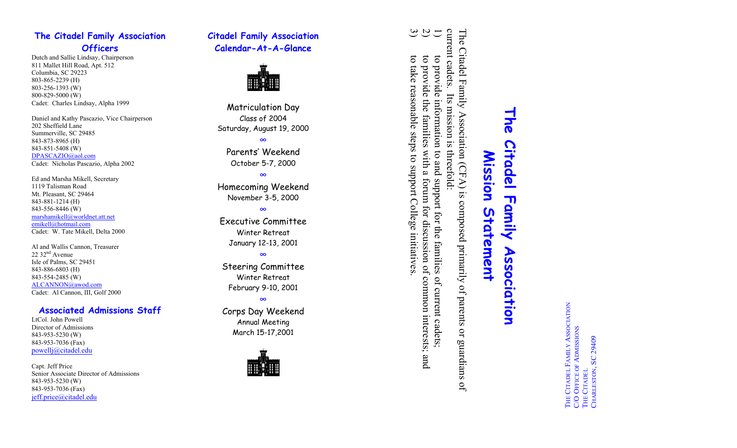## The Citadel Family Association Officers

Dutch and Sallie Lindsay, Chairperson
811 Mallet Hill Road, Apt. 512
Columbia, SC 29223
803-865-2239 (H)
803-256-1393 (W)
800-829-5000 (W)
Cadet: Charles Lindsay, Alpha 1999

Daniel and Kathy Pascazio, Vice Chairperson
202 Sheffield Lane
Summerville, SC 29485
843-873-8965 (H)
843-851-5408 (W)
DPASCAZIO@aol.com
Cadet: Nicholas Pascazio, Alpha 2002

Ed and Marsha Mikell, Secretary
1119 Talisman Road
Mt. Pleasant, SC 29464
843-881-1214 (H)
843-556-8446 (W)
marshamikell@worldnet.att.net
emikell@hotmail.com
Cadet: W. Tate Mikell, Delta 2000

Al and Wallis Cannon, Treasurer
22 32nd Avenue
Isle of Palms, SC 29451
843-886-6803 (H)
843-554-2485 (W)
ALCANNON@awod.com
Cadet: Al Cannon, III, Golf 2000

## Associated Admissions Staff

LtCol. John Powell
Director of Admissions
843-953-5230 (W)
843-953-7036 (Fax)
powellj@citadel.edu

Capt. Jeff Price
Senior Associate Director of Admissions
843-953-5230 (W)
843-953-7036 (Fax)
jeff.price@citadel.edu

## Citadel Family Association Calendar-At-A-Glance

Matriculation Day
Class of 2004
Saturday, August 19, 2000

∞

Parents' Weekend
October 5-7, 2000

∞

Homecoming Weekend
November 3-5, 2000

∞

Executive Committee
Winter Retreat
January 12-13, 2001

∞

Steering Committee
Winter Retreat
February 9-10, 2001

∞

Corps Day Weekend
Annual Meeting
March 15-17,2001

## The Citadel Family Association Mission Statement

The Citadel Family Association (CFA) is composed primarily of parents or guardians of current cadets. Its mission is threefold:

1) to provide information to and support for the families of current cadets;
2) to provide the families with a forum for discussion of common interests; and
3) to take reasonable steps to support College initiatives.

The Citadel Family Association
C/O Office of Admissions
The Citadel
Charleston, SC 29409